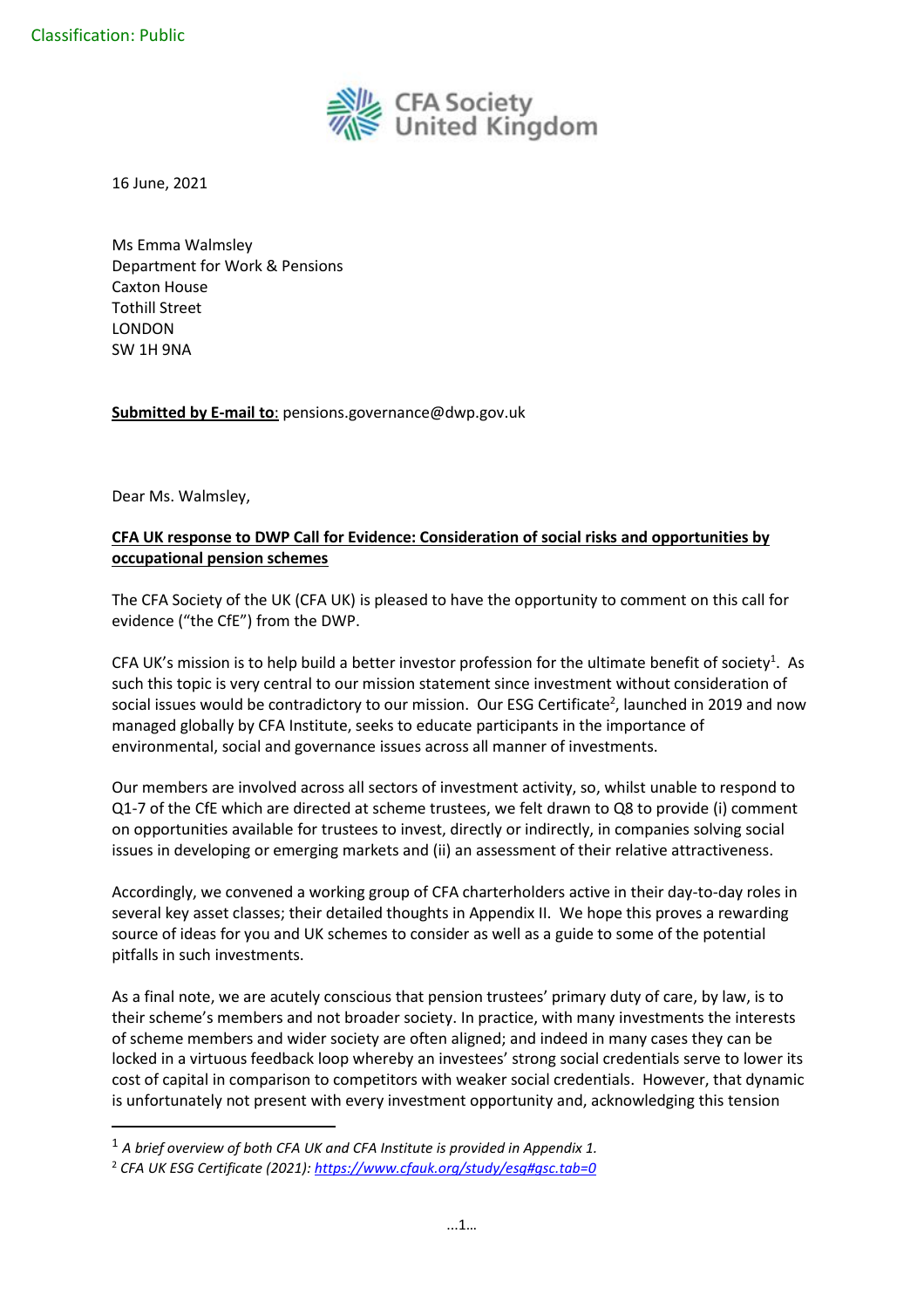Classification: Public

CFA Society United Kingdom

16 June, 2021

Ms Emma Walmsley
Department for Work & Pensions
Caxton House
Tothill Street
LONDON
SW 1H 9NA

**Submitted by E-mail to**: pensions.governance@dwp.gov.uk

Dear Ms. Walmsley,

**CFA UK response to DWP Call for Evidence: Consideration of social risks and opportunities by occupational pension schemes**

The CFA Society of the UK (CFA UK) is pleased to have the opportunity to comment on this call for evidence ("the CfE") from the DWP.

CFA UK's mission is to help build a better investor profession for the ultimate benefit of society[1]. As such this topic is very central to our mission statement since investment without consideration of social issues would be contradictory to our mission. Our ESG Certificate[2], launched in 2019 and now managed globally by CFA Institute, seeks to educate participants in the importance of environmental, social and governance issues across all manner of investments.

Our members are involved across all sectors of investment activity, so, whilst unable to respond to Q1-7 of the CfE which are directed at scheme trustees, we felt drawn to Q8 to provide (i) comment on opportunities available for trustees to invest, directly or indirectly, in companies solving social issues in developing or emerging markets and (ii) an assessment of their relative attractiveness.

Accordingly, we convened a working group of CFA charterholders active in their day-to-day roles in several key asset classes; their detailed thoughts in Appendix II. We hope this proves a rewarding source of ideas for you and UK schemes to consider as well as a guide to some of the potential pitfalls in such investments.

As a final note, we are acutely conscious that pension trustees' primary duty of care, by law, is to their scheme's members and not broader society. In practice, with many investments the interests of scheme members and wider society are often aligned; and indeed in many cases they can be locked in a virtuous feedback loop whereby an investees' strong social credentials serve to lower its cost of capital in comparison to competitors with weaker social credentials. However, that dynamic is unfortunately not present with every investment opportunity and, acknowledging this tension

[1] *A brief overview of both CFA UK and CFA Institute is provided in Appendix 1.*

[2] *CFA UK ESG Certificate (2021): https://www.cfauk.org/study/esg#gsc.tab=0*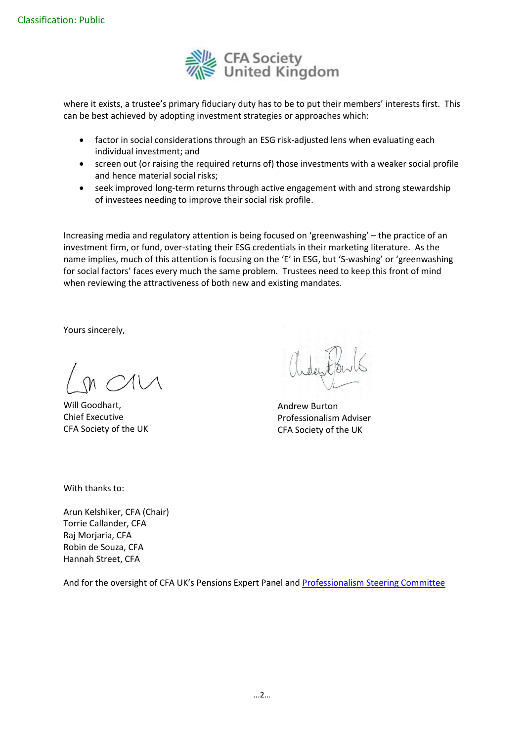where it exists, a trustee's primary fiduciary duty has to be to put their members' interests first. This can be best achieved by adopting investment strategies or approaches which:

- factor in social considerations through an ESG risk-adjusted lens when evaluating each individual investment; and
- screen out (or raising the required returns of) those investments with a weaker social profile and hence material social risks;
- seek improved long-term returns through active engagement with and strong stewardship of investees needing to improve their social risk profile.

Increasing media and regulatory attention is being focused on 'greenwashing' – the practice of an investment firm, or fund, over-stating their ESG credentials in their marketing literature. As the name implies, much of this attention is focusing on the 'E' in ESG, but 'S-washing' or 'greenwashing for social factors' faces every much the same problem. Trustees need to keep this front of mind when reviewing the attractiveness of both new and existing mandates.

Yours sincerely,

Will Goodhart,
Chief Executive
CFA Society of the UK

Andrew Burton
Professionalism Adviser
CFA Society of the UK

With thanks to:

Arun Kelshiker, CFA (Chair)
Torrie Callander, CFA
Raj Morjaria, CFA
Robin de Souza, CFA
Hannah Street, CFA

And for the oversight of CFA UK's Pensions Expert Panel and Professionalism Steering Committee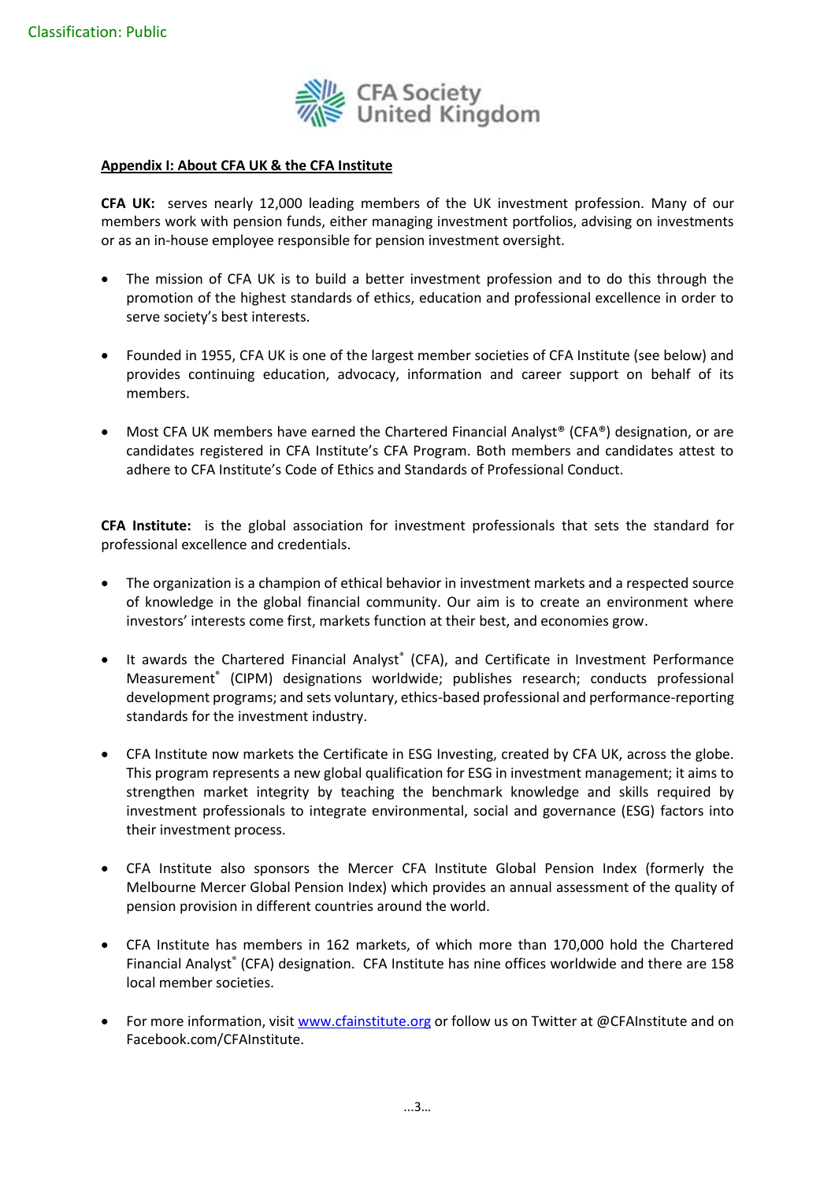Classification: Public

CFA Society United Kingdom

**Appendix I: About CFA UK & the CFA Institute**

**CFA UK:** serves nearly 12,000 leading members of the UK investment profession. Many of our members work with pension funds, either managing investment portfolios, advising on investments or as an in-house employee responsible for pension investment oversight.

- The mission of CFA UK is to build a better investment profession and to do this through the promotion of the highest standards of ethics, education and professional excellence in order to serve society's best interests.
- Founded in 1955, CFA UK is one of the largest member societies of CFA Institute (see below) and provides continuing education, advocacy, information and career support on behalf of its members.
- Most CFA UK members have earned the Chartered Financial Analyst® (CFA®) designation, or are candidates registered in CFA Institute's CFA Program. Both members and candidates attest to adhere to CFA Institute's Code of Ethics and Standards of Professional Conduct.

**CFA Institute:** is the global association for investment professionals that sets the standard for professional excellence and credentials.

- The organization is a champion of ethical behavior in investment markets and a respected source of knowledge in the global financial community. Our aim is to create an environment where investors' interests come first, markets function at their best, and economies grow.
- It awards the Chartered Financial Analyst® (CFA), and Certificate in Investment Performance Measurement® (CIPM) designations worldwide; publishes research; conducts professional development programs; and sets voluntary, ethics-based professional and performance-reporting standards for the investment industry.
- CFA Institute now markets the Certificate in ESG Investing, created by CFA UK, across the globe. This program represents a new global qualification for ESG in investment management; it aims to strengthen market integrity by teaching the benchmark knowledge and skills required by investment professionals to integrate environmental, social and governance (ESG) factors into their investment process.
- CFA Institute also sponsors the Mercer CFA Institute Global Pension Index (formerly the Melbourne Mercer Global Pension Index) which provides an annual assessment of the quality of pension provision in different countries around the world.
- CFA Institute has members in 162 markets, of which more than 170,000 hold the Chartered Financial Analyst® (CFA) designation. CFA Institute has nine offices worldwide and there are 158 local member societies.
- For more information, visit [www.cfainstitute.org](http://www.cfainstitute.org) or follow us on Twitter at @CFAInstitute and on Facebook.com/CFAInstitute.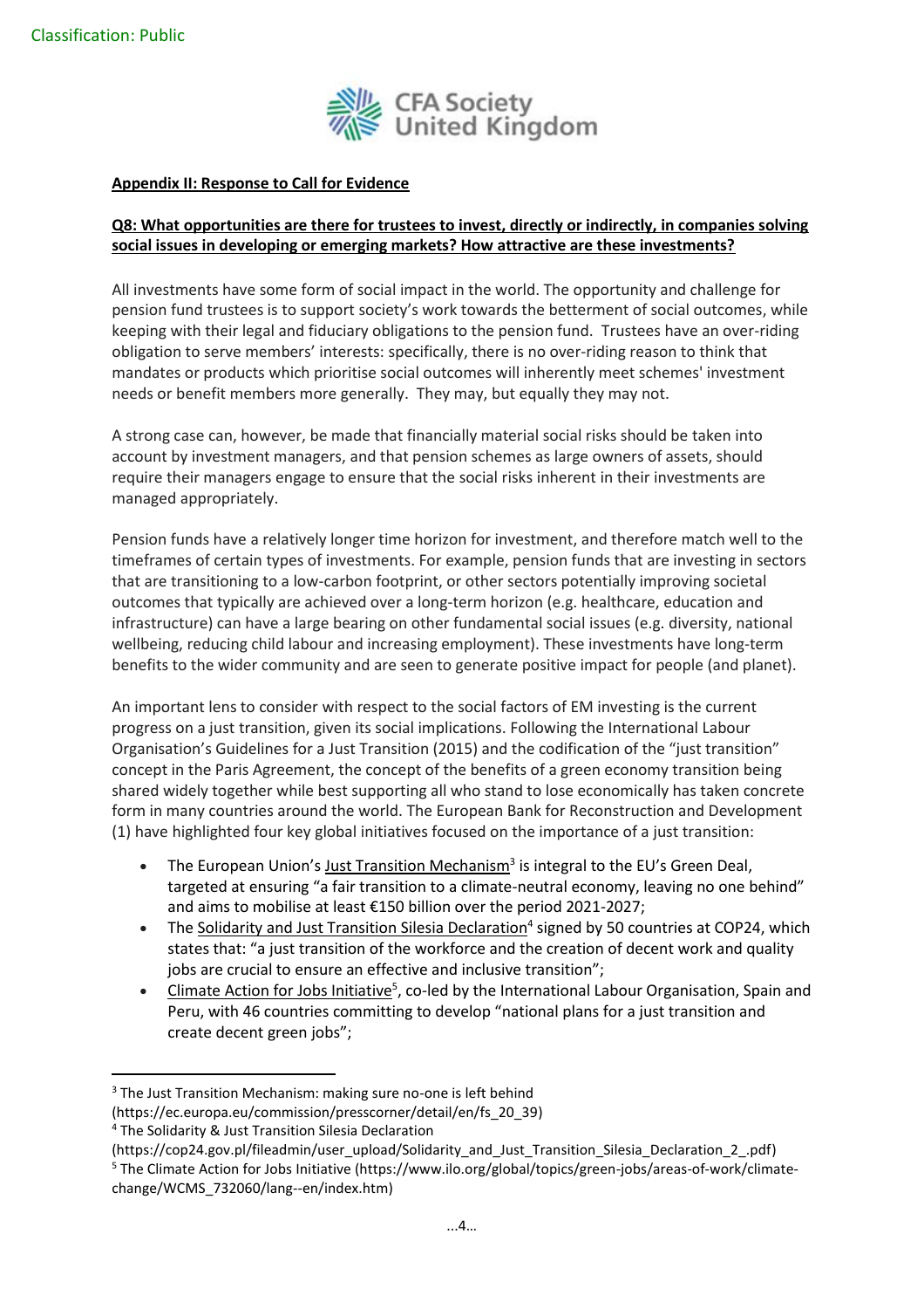Classification: Public

CFA Society United Kingdom

**Appendix II: Response to Call for Evidence**

**Q8: What opportunities are there for trustees to invest, directly or indirectly, in companies solving social issues in developing or emerging markets? How attractive are these investments?**

All investments have some form of social impact in the world. The opportunity and challenge for pension fund trustees is to support society's work towards the betterment of social outcomes, while keeping with their legal and fiduciary obligations to the pension fund. Trustees have an over-riding obligation to serve members' interests: specifically, there is no over-riding reason to think that mandates or products which prioritise social outcomes will inherently meet schemes' investment needs or benefit members more generally. They may, but equally they may not.

A strong case can, however, be made that financially material social risks should be taken into account by investment managers, and that pension schemes as large owners of assets, should require their managers engage to ensure that the social risks inherent in their investments are managed appropriately.

Pension funds have a relatively longer time horizon for investment, and therefore match well to the timeframes of certain types of investments. For example, pension funds that are investing in sectors that are transitioning to a low-carbon footprint, or other sectors potentially improving societal outcomes that typically are achieved over a long-term horizon (e.g. healthcare, education and infrastructure) can have a large bearing on other fundamental social issues (e.g. diversity, national wellbeing, reducing child labour and increasing employment). These investments have long-term benefits to the wider community and are seen to generate positive impact for people (and planet).

An important lens to consider with respect to the social factors of EM investing is the current progress on a just transition, given its social implications. Following the International Labour Organisation's Guidelines for a Just Transition (2015) and the codification of the "just transition" concept in the Paris Agreement, the concept of the benefits of a green economy transition being shared widely together while best supporting all who stand to lose economically has taken concrete form in many countries around the world. The European Bank for Reconstruction and Development (1) have highlighted four key global initiatives focused on the importance of a just transition:

- The European Union's Just Transition Mechanism[3] is integral to the EU's Green Deal, targeted at ensuring "a fair transition to a climate-neutral economy, leaving no one behind" and aims to mobilise at least €150 billion over the period 2021-2027;
- The Solidarity and Just Transition Silesia Declaration[4] signed by 50 countries at COP24, which states that: "a just transition of the workforce and the creation of decent work and quality jobs are crucial to ensure an effective and inclusive transition";
- Climate Action for Jobs Initiative[5], co-led by the International Labour Organisation, Spain and Peru, with 46 countries committing to develop "national plans for a just transition and create decent green jobs";

---

[3] The Just Transition Mechanism: making sure no-one is left behind (https://ec.europa.eu/commission/presscorner/detail/en/fs_20_39)

[4] The Solidarity & Just Transition Silesia Declaration (https://cop24.gov.pl/fileadmin/user_upload/Solidarity_and_Just_Transition_Silesia_Declaration_2_.pdf)

[5] The Climate Action for Jobs Initiative (https://www.ilo.org/global/topics/green-jobs/areas-of-work/climate-change/WCMS_732060/lang--en/index.htm)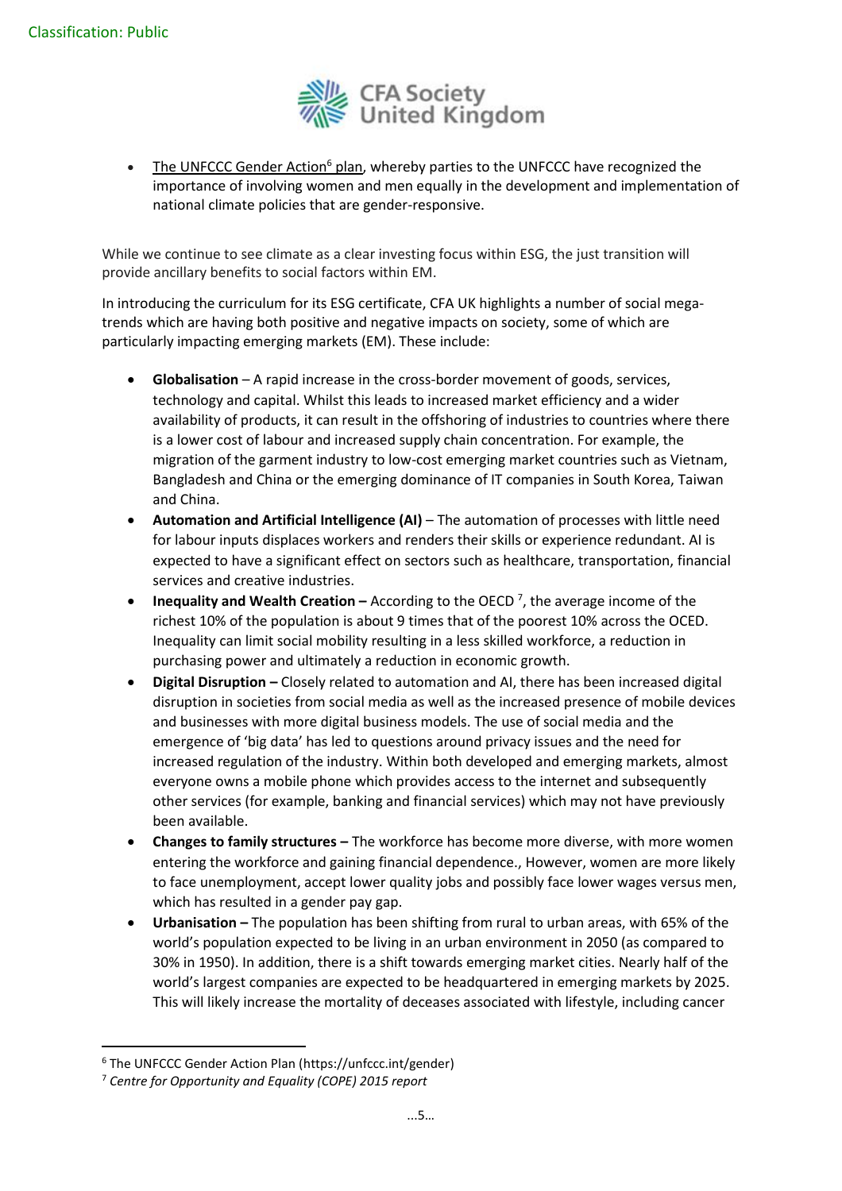- The UNFCCC Gender Action[6] plan, whereby parties to the UNFCCC have recognized the importance of involving women and men equally in the development and implementation of national climate policies that are gender-responsive.

While we continue to see climate as a clear investing focus within ESG, the just transition will provide ancillary benefits to social factors within EM.

In introducing the curriculum for its ESG certificate, CFA UK highlights a number of social mega-trends which are having both positive and negative impacts on society, some of which are particularly impacting emerging markets (EM). These include:

- **Globalisation** – A rapid increase in the cross-border movement of goods, services, technology and capital. Whilst this leads to increased market efficiency and a wider availability of products, it can result in the offshoring of industries to countries where there is a lower cost of labour and increased supply chain concentration. For example, the migration of the garment industry to low-cost emerging market countries such as Vietnam, Bangladesh and China or the emerging dominance of IT companies in South Korea, Taiwan and China.
- **Automation and Artificial Intelligence (AI)** – The automation of processes with little need for labour inputs displaces workers and renders their skills or experience redundant. AI is expected to have a significant effect on sectors such as healthcare, transportation, financial services and creative industries.
- **Inequality and Wealth Creation –** According to the OECD [7], the average income of the richest 10% of the population is about 9 times that of the poorest 10% across the OCED. Inequality can limit social mobility resulting in a less skilled workforce, a reduction in purchasing power and ultimately a reduction in economic growth.
- **Digital Disruption –** Closely related to automation and AI, there has been increased digital disruption in societies from social media as well as the increased presence of mobile devices and businesses with more digital business models. The use of social media and the emergence of 'big data' has led to questions around privacy issues and the need for increased regulation of the industry. Within both developed and emerging markets, almost everyone owns a mobile phone which provides access to the internet and subsequently other services (for example, banking and financial services) which may not have previously been available.
- **Changes to family structures –** The workforce has become more diverse, with more women entering the workforce and gaining financial dependence., However, women are more likely to face unemployment, accept lower quality jobs and possibly face lower wages versus men, which has resulted in a gender pay gap.
- **Urbanisation –** The population has been shifting from rural to urban areas, with 65% of the world's population expected to be living in an urban environment in 2050 (as compared to 30% in 1950). In addition, there is a shift towards emerging market cities. Nearly half of the world's largest companies are expected to be headquartered in emerging markets by 2025. This will likely increase the mortality of deceases associated with lifestyle, including cancer

---

[6] The UNFCCC Gender Action Plan (https://unfccc.int/gender)

[7] *Centre for Opportunity and Equality (COPE) 2015 report*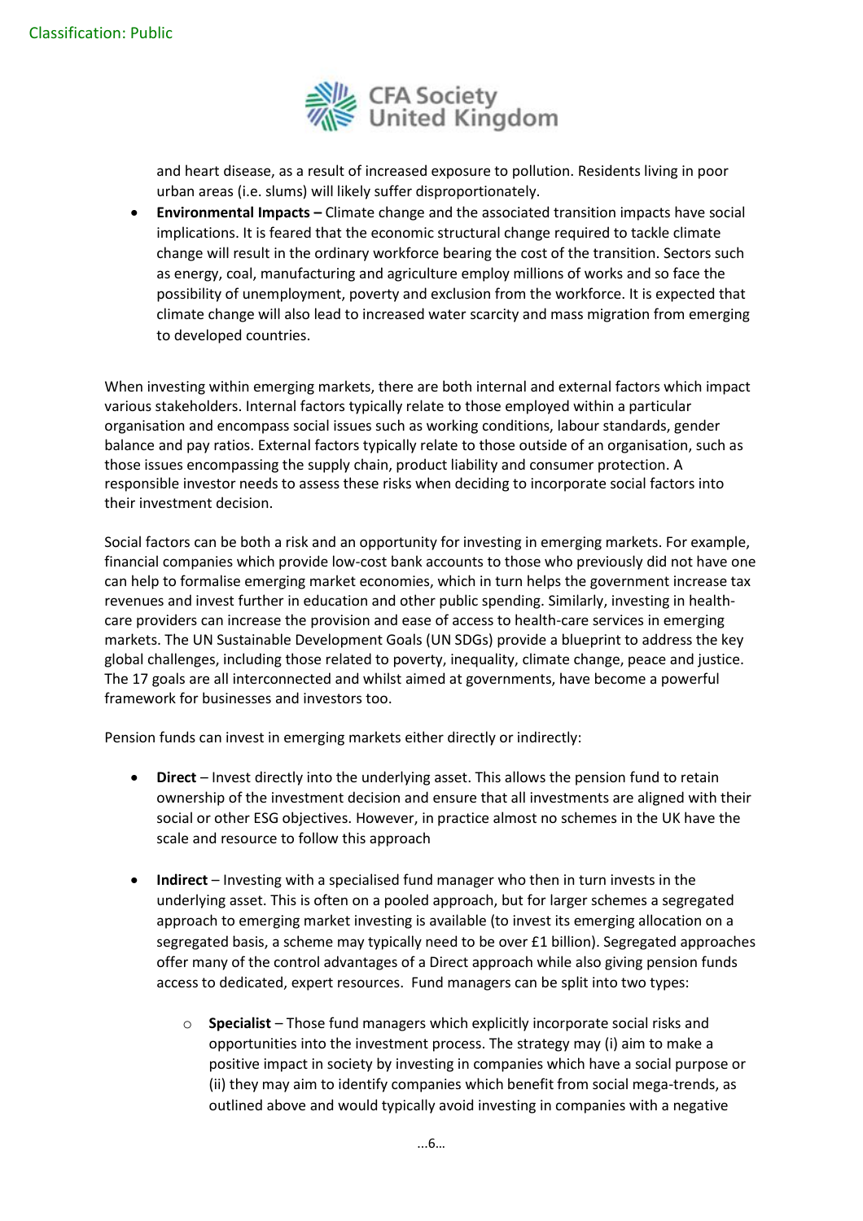and heart disease, as a result of increased exposure to pollution. Residents living in poor urban areas (i.e. slums) will likely suffer disproportionately.

- **Environmental Impacts –** Climate change and the associated transition impacts have social implications. It is feared that the economic structural change required to tackle climate change will result in the ordinary workforce bearing the cost of the transition. Sectors such as energy, coal, manufacturing and agriculture employ millions of works and so face the possibility of unemployment, poverty and exclusion from the workforce. It is expected that climate change will also lead to increased water scarcity and mass migration from emerging to developed countries.

When investing within emerging markets, there are both internal and external factors which impact various stakeholders. Internal factors typically relate to those employed within a particular organisation and encompass social issues such as working conditions, labour standards, gender balance and pay ratios. External factors typically relate to those outside of an organisation, such as those issues encompassing the supply chain, product liability and consumer protection. A responsible investor needs to assess these risks when deciding to incorporate social factors into their investment decision.

Social factors can be both a risk and an opportunity for investing in emerging markets. For example, financial companies which provide low-cost bank accounts to those who previously did not have one can help to formalise emerging market economies, which in turn helps the government increase tax revenues and invest further in education and other public spending. Similarly, investing in health-care providers can increase the provision and ease of access to health-care services in emerging markets. The UN Sustainable Development Goals (UN SDGs) provide a blueprint to address the key global challenges, including those related to poverty, inequality, climate change, peace and justice. The 17 goals are all interconnected and whilst aimed at governments, have become a powerful framework for businesses and investors too.

Pension funds can invest in emerging markets either directly or indirectly:

- **Direct** – Invest directly into the underlying asset. This allows the pension fund to retain ownership of the investment decision and ensure that all investments are aligned with their social or other ESG objectives. However, in practice almost no schemes in the UK have the scale and resource to follow this approach

- **Indirect** – Investing with a specialised fund manager who then in turn invests in the underlying asset. This is often on a pooled approach, but for larger schemes a segregated approach to emerging market investing is available (to invest its emerging allocation on a segregated basis, a scheme may typically need to be over £1 billion). Segregated approaches offer many of the control advantages of a Direct approach while also giving pension funds access to dedicated, expert resources. Fund managers can be split into two types:

    - **Specialist** – Those fund managers which explicitly incorporate social risks and opportunities into the investment process. The strategy may (i) aim to make a positive impact in society by investing in companies which have a social purpose or (ii) they may aim to identify companies which benefit from social mega-trends, as outlined above and would typically avoid investing in companies with a negative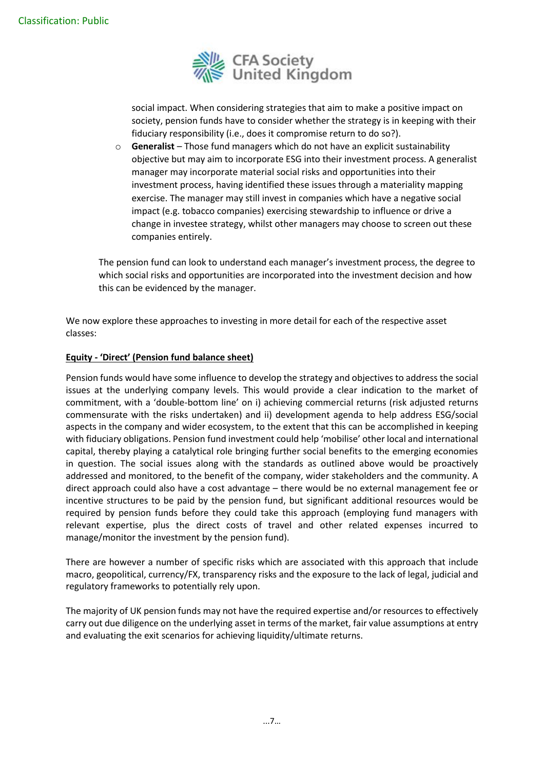social impact. When considering strategies that aim to make a positive impact on society, pension funds have to consider whether the strategy is in keeping with their fiduciary responsibility (i.e., does it compromise return to do so?).

- **Generalist** – Those fund managers which do not have an explicit sustainability objective but may aim to incorporate ESG into their investment process. A generalist manager may incorporate material social risks and opportunities into their investment process, having identified these issues through a materiality mapping exercise. The manager may still invest in companies which have a negative social impact (e.g. tobacco companies) exercising stewardship to influence or drive a change in investee strategy, whilst other managers may choose to screen out these companies entirely.

The pension fund can look to understand each manager's investment process, the degree to which social risks and opportunities are incorporated into the investment decision and how this can be evidenced by the manager.

We now explore these approaches to investing in more detail for each of the respective asset classes:

**Equity - 'Direct' (Pension fund balance sheet)**

Pension funds would have some influence to develop the strategy and objectives to address the social issues at the underlying company levels. This would provide a clear indication to the market of commitment, with a 'double-bottom line' on i) achieving commercial returns (risk adjusted returns commensurate with the risks undertaken) and ii) development agenda to help address ESG/social aspects in the company and wider ecosystem, to the extent that this can be accomplished in keeping with fiduciary obligations. Pension fund investment could help 'mobilise' other local and international capital, thereby playing a catalytical role bringing further social benefits to the emerging economies in question. The social issues along with the standards as outlined above would be proactively addressed and monitored, to the benefit of the company, wider stakeholders and the community. A direct approach could also have a cost advantage – there would be no external management fee or incentive structures to be paid by the pension fund, but significant additional resources would be required by pension funds before they could take this approach (employing fund managers with relevant expertise, plus the direct costs of travel and other related expenses incurred to manage/monitor the investment by the pension fund).

There are however a number of specific risks which are associated with this approach that include macro, geopolitical, currency/FX, transparency risks and the exposure to the lack of legal, judicial and regulatory frameworks to potentially rely upon.

The majority of UK pension funds may not have the required expertise and/or resources to effectively carry out due diligence on the underlying asset in terms of the market, fair value assumptions at entry and evaluating the exit scenarios for achieving liquidity/ultimate returns.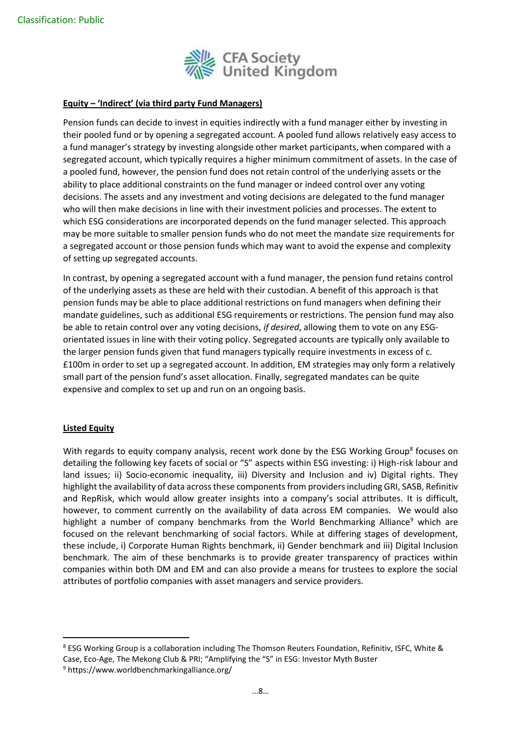**Equity – 'Indirect' (via third party Fund Managers)**

Pension funds can decide to invest in equities indirectly with a fund manager either by investing in their pooled fund or by opening a segregated account. A pooled fund allows relatively easy access to a fund manager's strategy by investing alongside other market participants, when compared with a segregated account, which typically requires a higher minimum commitment of assets. In the case of a pooled fund, however, the pension fund does not retain control of the underlying assets or the ability to place additional constraints on the fund manager or indeed control over any voting decisions. The assets and any investment and voting decisions are delegated to the fund manager who will then make decisions in line with their investment policies and processes. The extent to which ESG considerations are incorporated depends on the fund manager selected. This approach may be more suitable to smaller pension funds who do not meet the mandate size requirements for a segregated account or those pension funds which may want to avoid the expense and complexity of setting up segregated accounts.

In contrast, by opening a segregated account with a fund manager, the pension fund retains control of the underlying assets as these are held with their custodian. A benefit of this approach is that pension funds may be able to place additional restrictions on fund managers when defining their mandate guidelines, such as additional ESG requirements or restrictions. The pension fund may also be able to retain control over any voting decisions, *if desired*, allowing them to vote on any ESG-orientated issues in line with their voting policy. Segregated accounts are typically only available to the larger pension funds given that fund managers typically require investments in excess of c. £100m in order to set up a segregated account. In addition, EM strategies may only form a relatively small part of the pension fund's asset allocation. Finally, segregated mandates can be quite expensive and complex to set up and run on an ongoing basis.

**Listed Equity**

With regards to equity company analysis, recent work done by the ESG Working Group[8] focuses on detailing the following key facets of social or "S" aspects within ESG investing: i) High-risk labour and land issues; ii) Socio-economic inequality, iii) Diversity and Inclusion and iv) Digital rights. They highlight the availability of data across these components from providers including GRI, SASB, Refinitiv and RepRisk, which would allow greater insights into a company's social attributes. It is difficult, however, to comment currently on the availability of data across EM companies. We would also highlight a number of company benchmarks from the World Benchmarking Alliance[9] which are focused on the relevant benchmarking of social factors. While at differing stages of development, these include, i) Corporate Human Rights benchmark, ii) Gender benchmark and iii) Digital Inclusion benchmark. The aim of these benchmarks is to provide greater transparency of practices within companies within both DM and EM and can also provide a means for trustees to explore the social attributes of portfolio companies with asset managers and service providers.

---

[8] ESG Working Group is a collaboration including The Thomson Reuters Foundation, Refinitiv, ISFC, White & Case, Eco-Age, The Mekong Club & PRI; "Amplifying the "S" in ESG: Investor Myth Buster

[9] https://www.worldbenchmarkingalliance.org/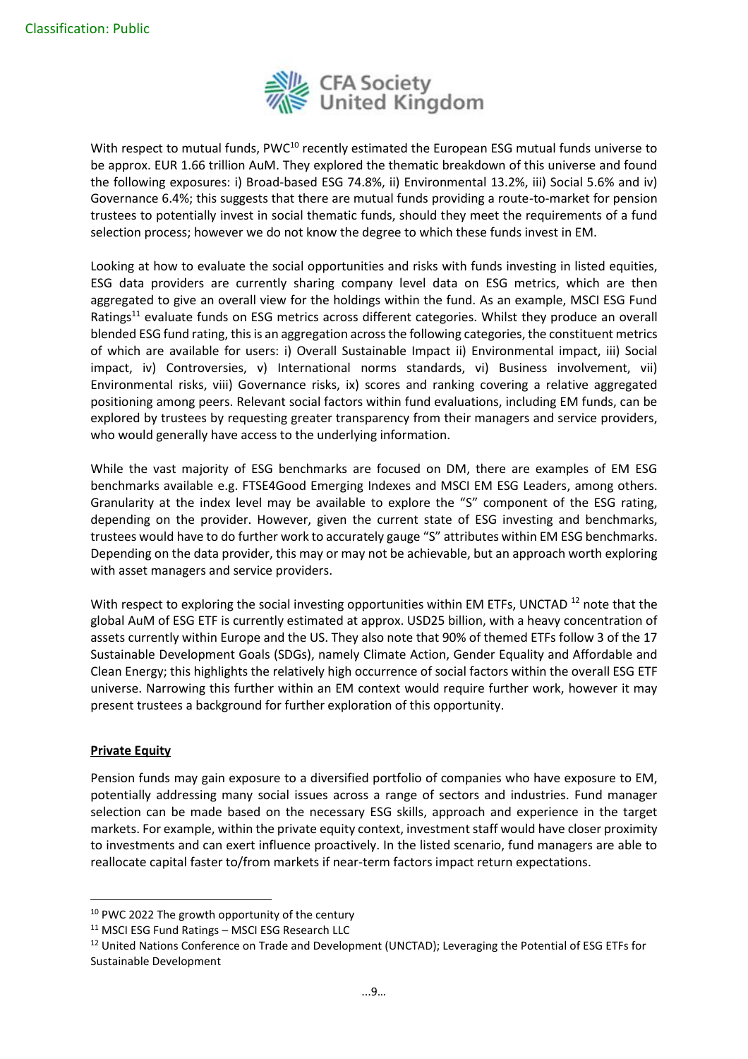With respect to mutual funds, PWC[10] recently estimated the European ESG mutual funds universe to be approx. EUR 1.66 trillion AuM. They explored the thematic breakdown of this universe and found the following exposures: i) Broad-based ESG 74.8%, ii) Environmental 13.2%, iii) Social 5.6% and iv) Governance 6.4%; this suggests that there are mutual funds providing a route-to-market for pension trustees to potentially invest in social thematic funds, should they meet the requirements of a fund selection process; however we do not know the degree to which these funds invest in EM.

Looking at how to evaluate the social opportunities and risks with funds investing in listed equities, ESG data providers are currently sharing company level data on ESG metrics, which are then aggregated to give an overall view for the holdings within the fund. As an example, MSCI ESG Fund Ratings[11] evaluate funds on ESG metrics across different categories. Whilst they produce an overall blended ESG fund rating, this is an aggregation across the following categories, the constituent metrics of which are available for users: i) Overall Sustainable Impact ii) Environmental impact, iii) Social impact, iv) Controversies, v) International norms standards, vi) Business involvement, vii) Environmental risks, viii) Governance risks, ix) scores and ranking covering a relative aggregated positioning among peers. Relevant social factors within fund evaluations, including EM funds, can be explored by trustees by requesting greater transparency from their managers and service providers, who would generally have access to the underlying information.

While the vast majority of ESG benchmarks are focused on DM, there are examples of EM ESG benchmarks available e.g. FTSE4Good Emerging Indexes and MSCI EM ESG Leaders, among others. Granularity at the index level may be available to explore the "S" component of the ESG rating, depending on the provider. However, given the current state of ESG investing and benchmarks, trustees would have to do further work to accurately gauge "S" attributes within EM ESG benchmarks. Depending on the data provider, this may or may not be achievable, but an approach worth exploring with asset managers and service providers.

With respect to exploring the social investing opportunities within EM ETFs, UNCTAD [12] note that the global AuM of ESG ETF is currently estimated at approx. USD25 billion, with a heavy concentration of assets currently within Europe and the US. They also note that 90% of themed ETFs follow 3 of the 17 Sustainable Development Goals (SDGs), namely Climate Action, Gender Equality and Affordable and Clean Energy; this highlights the relatively high occurrence of social factors within the overall ESG ETF universe. Narrowing this further within an EM context would require further work, however it may present trustees a background for further exploration of this opportunity.

**Private Equity**

Pension funds may gain exposure to a diversified portfolio of companies who have exposure to EM, potentially addressing many social issues across a range of sectors and industries. Fund manager selection can be made based on the necessary ESG skills, approach and experience in the target markets. For example, within the private equity context, investment staff would have closer proximity to investments and can exert influence proactively. In the listed scenario, fund managers are able to reallocate capital faster to/from markets if near-term factors impact return expectations.

---

[10] PWC 2022 The growth opportunity of the century

[11] MSCI ESG Fund Ratings – MSCI ESG Research LLC

[12] United Nations Conference on Trade and Development (UNCTAD); Leveraging the Potential of ESG ETFs for Sustainable Development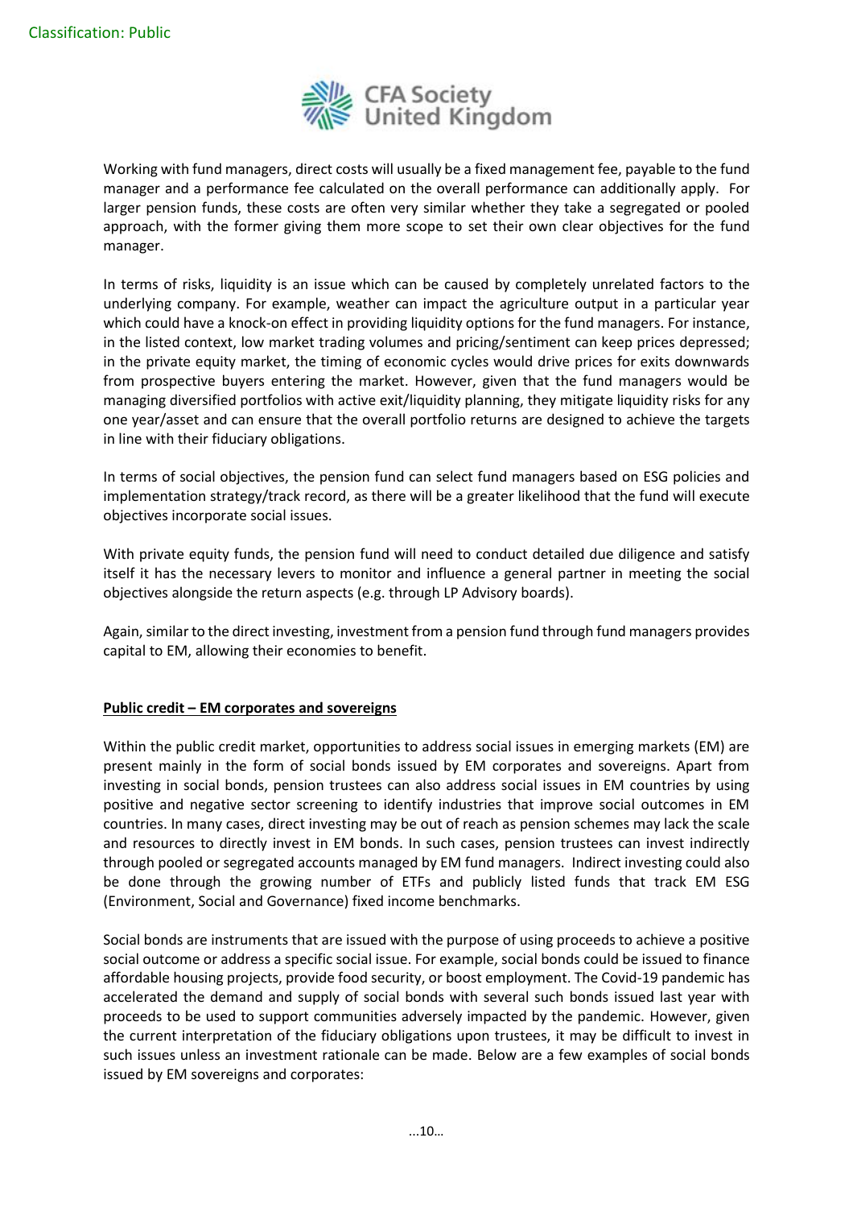Working with fund managers, direct costs will usually be a fixed management fee, payable to the fund manager and a performance fee calculated on the overall performance can additionally apply. For larger pension funds, these costs are often very similar whether they take a segregated or pooled approach, with the former giving them more scope to set their own clear objectives for the fund manager.

In terms of risks, liquidity is an issue which can be caused by completely unrelated factors to the underlying company. For example, weather can impact the agriculture output in a particular year which could have a knock-on effect in providing liquidity options for the fund managers. For instance, in the listed context, low market trading volumes and pricing/sentiment can keep prices depressed; in the private equity market, the timing of economic cycles would drive prices for exits downwards from prospective buyers entering the market. However, given that the fund managers would be managing diversified portfolios with active exit/liquidity planning, they mitigate liquidity risks for any one year/asset and can ensure that the overall portfolio returns are designed to achieve the targets in line with their fiduciary obligations.

In terms of social objectives, the pension fund can select fund managers based on ESG policies and implementation strategy/track record, as there will be a greater likelihood that the fund will execute objectives incorporate social issues.

With private equity funds, the pension fund will need to conduct detailed due diligence and satisfy itself it has the necessary levers to monitor and influence a general partner in meeting the social objectives alongside the return aspects (e.g. through LP Advisory boards).

Again, similar to the direct investing, investment from a pension fund through fund managers provides capital to EM, allowing their economies to benefit.

**Public credit – EM corporates and sovereigns**

Within the public credit market, opportunities to address social issues in emerging markets (EM) are present mainly in the form of social bonds issued by EM corporates and sovereigns. Apart from investing in social bonds, pension trustees can also address social issues in EM countries by using positive and negative sector screening to identify industries that improve social outcomes in EM countries. In many cases, direct investing may be out of reach as pension schemes may lack the scale and resources to directly invest in EM bonds. In such cases, pension trustees can invest indirectly through pooled or segregated accounts managed by EM fund managers. Indirect investing could also be done through the growing number of ETFs and publicly listed funds that track EM ESG (Environment, Social and Governance) fixed income benchmarks.

Social bonds are instruments that are issued with the purpose of using proceeds to achieve a positive social outcome or address a specific social issue. For example, social bonds could be issued to finance affordable housing projects, provide food security, or boost employment. The Covid-19 pandemic has accelerated the demand and supply of social bonds with several such bonds issued last year with proceeds to be used to support communities adversely impacted by the pandemic. However, given the current interpretation of the fiduciary obligations upon trustees, it may be difficult to invest in such issues unless an investment rationale can be made. Below are a few examples of social bonds issued by EM sovereigns and corporates: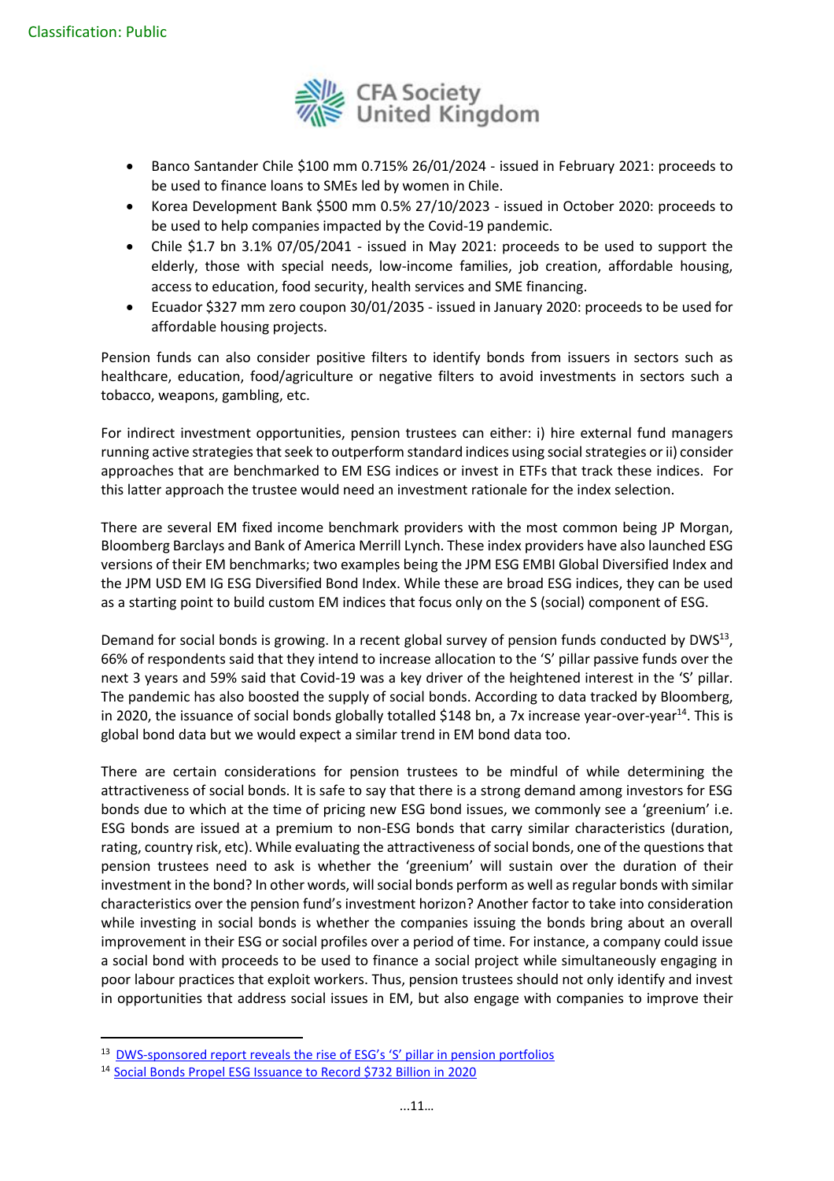- Banco Santander Chile $100 mm 0.715% 26/01/2024 - issued in February 2021: proceeds to be used to finance loans to SMEs led by women in Chile.
- Korea Development Bank $500 mm 0.5% 27/10/2023 - issued in October 2020: proceeds to be used to help companies impacted by the Covid-19 pandemic.
- Chile $1.7 bn 3.1% 07/05/2041 - issued in May 2021: proceeds to be used to support the elderly, those with special needs, low-income families, job creation, affordable housing, access to education, food security, health services and SME financing.
- Ecuador $327 mm zero coupon 30/01/2035 - issued in January 2020: proceeds to be used for affordable housing projects.

Pension funds can also consider positive filters to identify bonds from issuers in sectors such as healthcare, education, food/agriculture or negative filters to avoid investments in sectors such a tobacco, weapons, gambling, etc.

For indirect investment opportunities, pension trustees can either: i) hire external fund managers running active strategies that seek to outperform standard indices using social strategies or ii) consider approaches that are benchmarked to EM ESG indices or invest in ETFs that track these indices. For this latter approach the trustee would need an investment rationale for the index selection.

There are several EM fixed income benchmark providers with the most common being JP Morgan, Bloomberg Barclays and Bank of America Merrill Lynch. These index providers have also launched ESG versions of their EM benchmarks; two examples being the JPM ESG EMBI Global Diversified Index and the JPM USD EM IG ESG Diversified Bond Index. While these are broad ESG indices, they can be used as a starting point to build custom EM indices that focus only on the S (social) component of ESG.

Demand for social bonds is growing. In a recent global survey of pension funds conducted by DWS[13], 66% of respondents said that they intend to increase allocation to the 'S' pillar passive funds over the next 3 years and 59% said that Covid-19 was a key driver of the heightened interest in the 'S' pillar. The pandemic has also boosted the supply of social bonds. According to data tracked by Bloomberg, in 2020, the issuance of social bonds globally totalled $148 bn, a 7x increase year-over-year[14]. This is global bond data but we would expect a similar trend in EM bond data too.

There are certain considerations for pension trustees to be mindful of while determining the attractiveness of social bonds. It is safe to say that there is a strong demand among investors for ESG bonds due to which at the time of pricing new ESG bond issues, we commonly see a 'greenium' i.e. ESG bonds are issued at a premium to non-ESG bonds that carry similar characteristics (duration, rating, country risk, etc). While evaluating the attractiveness of social bonds, one of the questions that pension trustees need to ask is whether the 'greenium' will sustain over the duration of their investment in the bond? In other words, will social bonds perform as well as regular bonds with similar characteristics over the pension fund's investment horizon? Another factor to take into consideration while investing in social bonds is whether the companies issuing the bonds bring about an overall improvement in their ESG or social profiles over a period of time. For instance, a company could issue a social bond with proceeds to be used to finance a social project while simultaneously engaging in poor labour practices that exploit workers. Thus, pension trustees should not only identify and invest in opportunities that address social issues in EM, but also engage with companies to improve their

---

[13] DWS-sponsored report reveals the rise of ESG's 'S' pillar in pension portfolios

[14] Social Bonds Propel ESG Issuance to Record $732 Billion in 2020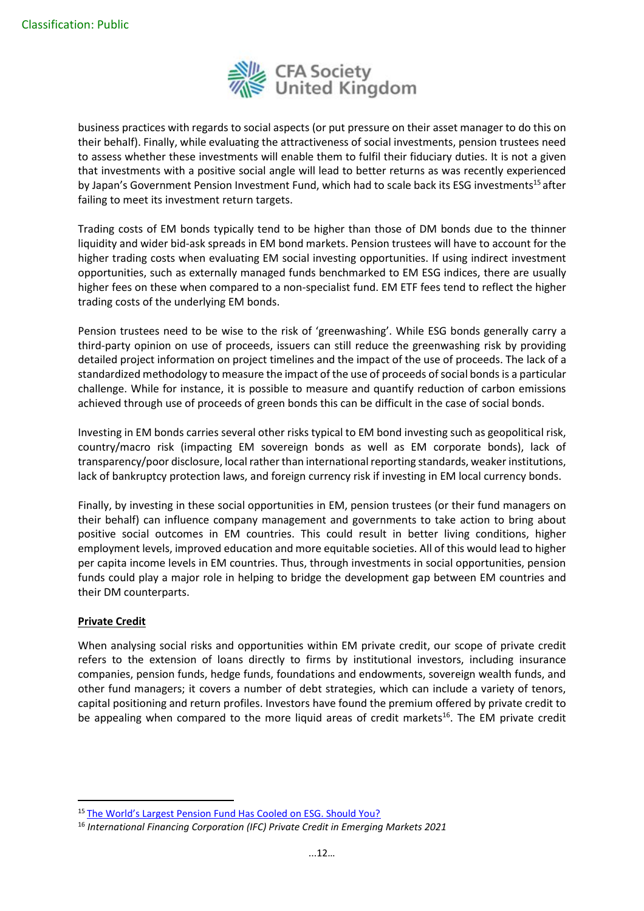business practices with regards to social aspects (or put pressure on their asset manager to do this on their behalf). Finally, while evaluating the attractiveness of social investments, pension trustees need to assess whether these investments will enable them to fulfil their fiduciary duties. It is not a given that investments with a positive social angle will lead to better returns as was recently experienced by Japan's Government Pension Investment Fund, which had to scale back its ESG investments[15] after failing to meet its investment return targets.

Trading costs of EM bonds typically tend to be higher than those of DM bonds due to the thinner liquidity and wider bid-ask spreads in EM bond markets. Pension trustees will have to account for the higher trading costs when evaluating EM social investing opportunities. If using indirect investment opportunities, such as externally managed funds benchmarked to EM ESG indices, there are usually higher fees on these when compared to a non-specialist fund. EM ETF fees tend to reflect the higher trading costs of the underlying EM bonds.

Pension trustees need to be wise to the risk of 'greenwashing'. While ESG bonds generally carry a third-party opinion on use of proceeds, issuers can still reduce the greenwashing risk by providing detailed project information on project timelines and the impact of the use of proceeds. The lack of a standardized methodology to measure the impact of the use of proceeds of social bonds is a particular challenge. While for instance, it is possible to measure and quantify reduction of carbon emissions achieved through use of proceeds of green bonds this can be difficult in the case of social bonds.

Investing in EM bonds carries several other risks typical to EM bond investing such as geopolitical risk, country/macro risk (impacting EM sovereign bonds as well as EM corporate bonds), lack of transparency/poor disclosure, local rather than international reporting standards, weaker institutions, lack of bankruptcy protection laws, and foreign currency risk if investing in EM local currency bonds.

Finally, by investing in these social opportunities in EM, pension trustees (or their fund managers on their behalf) can influence company management and governments to take action to bring about positive social outcomes in EM countries. This could result in better living conditions, higher employment levels, improved education and more equitable societies. All of this would lead to higher per capita income levels in EM countries. Thus, through investments in social opportunities, pension funds could play a major role in helping to bridge the development gap between EM countries and their DM counterparts.

**Private Credit**

When analysing social risks and opportunities within EM private credit, our scope of private credit refers to the extension of loans directly to firms by institutional investors, including insurance companies, pension funds, hedge funds, foundations and endowments, sovereign wealth funds, and other fund managers; it covers a number of debt strategies, which can include a variety of tenors, capital positioning and return profiles. Investors have found the premium offered by private credit to be appealing when compared to the more liquid areas of credit markets[16]. The EM private credit

---

[15] The World's Largest Pension Fund Has Cooled on ESG. Should You?

[16] *International Financing Corporation (IFC) Private Credit in Emerging Markets 2021*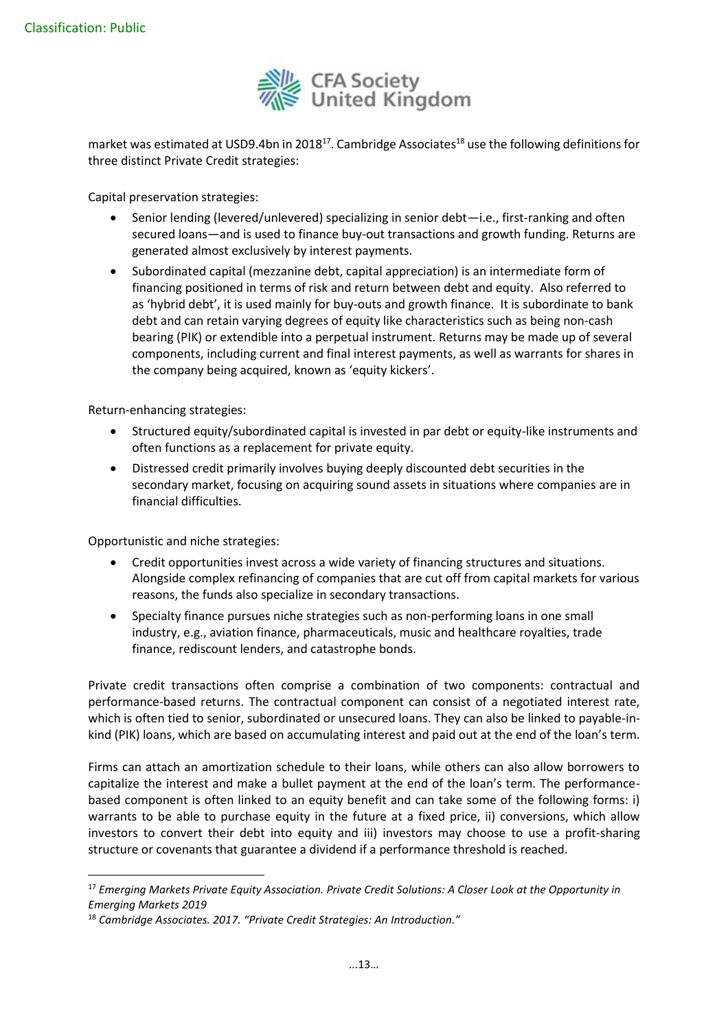market was estimated at USD9.4bn in 2018[17]. Cambridge Associates[18] use the following definitions for three distinct Private Credit strategies:

Capital preservation strategies:

- Senior lending (levered/unlevered) specializing in senior debt—i.e., first-ranking and often secured loans—and is used to finance buy-out transactions and growth funding. Returns are generated almost exclusively by interest payments.
- Subordinated capital (mezzanine debt, capital appreciation) is an intermediate form of financing positioned in terms of risk and return between debt and equity. Also referred to as 'hybrid debt', it is used mainly for buy-outs and growth finance. It is subordinate to bank debt and can retain varying degrees of equity like characteristics such as being non-cash bearing (PIK) or extendible into a perpetual instrument. Returns may be made up of several components, including current and final interest payments, as well as warrants for shares in the company being acquired, known as 'equity kickers'.

Return-enhancing strategies:

- Structured equity/subordinated capital is invested in par debt or equity-like instruments and often functions as a replacement for private equity.
- Distressed credit primarily involves buying deeply discounted debt securities in the secondary market, focusing on acquiring sound assets in situations where companies are in financial difficulties.

Opportunistic and niche strategies:

- Credit opportunities invest across a wide variety of financing structures and situations. Alongside complex refinancing of companies that are cut off from capital markets for various reasons, the funds also specialize in secondary transactions.
- Specialty finance pursues niche strategies such as non-performing loans in one small industry, e.g., aviation finance, pharmaceuticals, music and healthcare royalties, trade finance, rediscount lenders, and catastrophe bonds.

Private credit transactions often comprise a combination of two components: contractual and performance-based returns. The contractual component can consist of a negotiated interest rate, which is often tied to senior, subordinated or unsecured loans. They can also be linked to payable-in-kind (PIK) loans, which are based on accumulating interest and paid out at the end of the loan's term.

Firms can attach an amortization schedule to their loans, while others can also allow borrowers to capitalize the interest and make a bullet payment at the end of the loan's term. The performance-based component is often linked to an equity benefit and can take some of the following forms: i) warrants to be able to purchase equity in the future at a fixed price, ii) conversions, which allow investors to convert their debt into equity and iii) investors may choose to use a profit-sharing structure or covenants that guarantee a dividend if a performance threshold is reached.

---

[17] *Emerging Markets Private Equity Association. Private Credit Solutions: A Closer Look at the Opportunity in Emerging Markets 2019*

[18] *Cambridge Associates. 2017. "Private Credit Strategies: An Introduction."*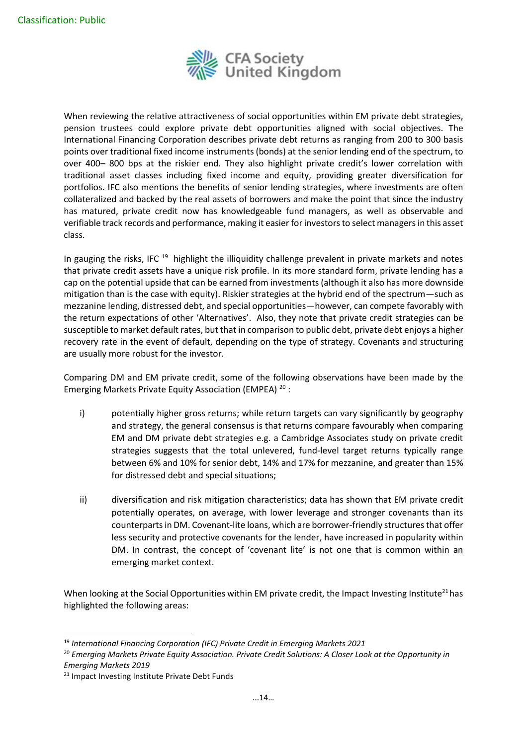When reviewing the relative attractiveness of social opportunities within EM private debt strategies, pension trustees could explore private debt opportunities aligned with social objectives. The International Financing Corporation describes private debt returns as ranging from 200 to 300 basis points over traditional fixed income instruments (bonds) at the senior lending end of the spectrum, to over 400– 800 bps at the riskier end. They also highlight private credit's lower correlation with traditional asset classes including fixed income and equity, providing greater diversification for portfolios. IFC also mentions the benefits of senior lending strategies, where investments are often collateralized and backed by the real assets of borrowers and make the point that since the industry has matured, private credit now has knowledgeable fund managers, as well as observable and verifiable track records and performance, making it easier for investors to select managers in this asset class.

In gauging the risks, IFC [19] highlight the illiquidity challenge prevalent in private markets and notes that private credit assets have a unique risk profile. In its more standard form, private lending has a cap on the potential upside that can be earned from investments (although it also has more downside mitigation than is the case with equity). Riskier strategies at the hybrid end of the spectrum—such as mezzanine lending, distressed debt, and special opportunities—however, can compete favorably with the return expectations of other 'Alternatives'. Also, they note that private credit strategies can be susceptible to market default rates, but that in comparison to public debt, private debt enjoys a higher recovery rate in the event of default, depending on the type of strategy. Covenants and structuring are usually more robust for the investor.

Comparing DM and EM private credit, some of the following observations have been made by the Emerging Markets Private Equity Association (EMPEA) [20] :

i) potentially higher gross returns; while return targets can vary significantly by geography and strategy, the general consensus is that returns compare favourably when comparing EM and DM private debt strategies e.g. a Cambridge Associates study on private credit strategies suggests that the total unlevered, fund-level target returns typically range between 6% and 10% for senior debt, 14% and 17% for mezzanine, and greater than 15% for distressed debt and special situations;

ii) diversification and risk mitigation characteristics; data has shown that EM private credit potentially operates, on average, with lower leverage and stronger covenants than its counterparts in DM. Covenant-lite loans, which are borrower-friendly structures that offer less security and protective covenants for the lender, have increased in popularity within DM. In contrast, the concept of 'covenant lite' is not one that is common within an emerging market context.

When looking at the Social Opportunities within EM private credit, the Impact Investing Institute[21] has highlighted the following areas:

---

[19] *International Financing Corporation (IFC) Private Credit in Emerging Markets 2021*

[20] *Emerging Markets Private Equity Association. Private Credit Solutions: A Closer Look at the Opportunity in Emerging Markets 2019*

[21] Impact Investing Institute Private Debt Funds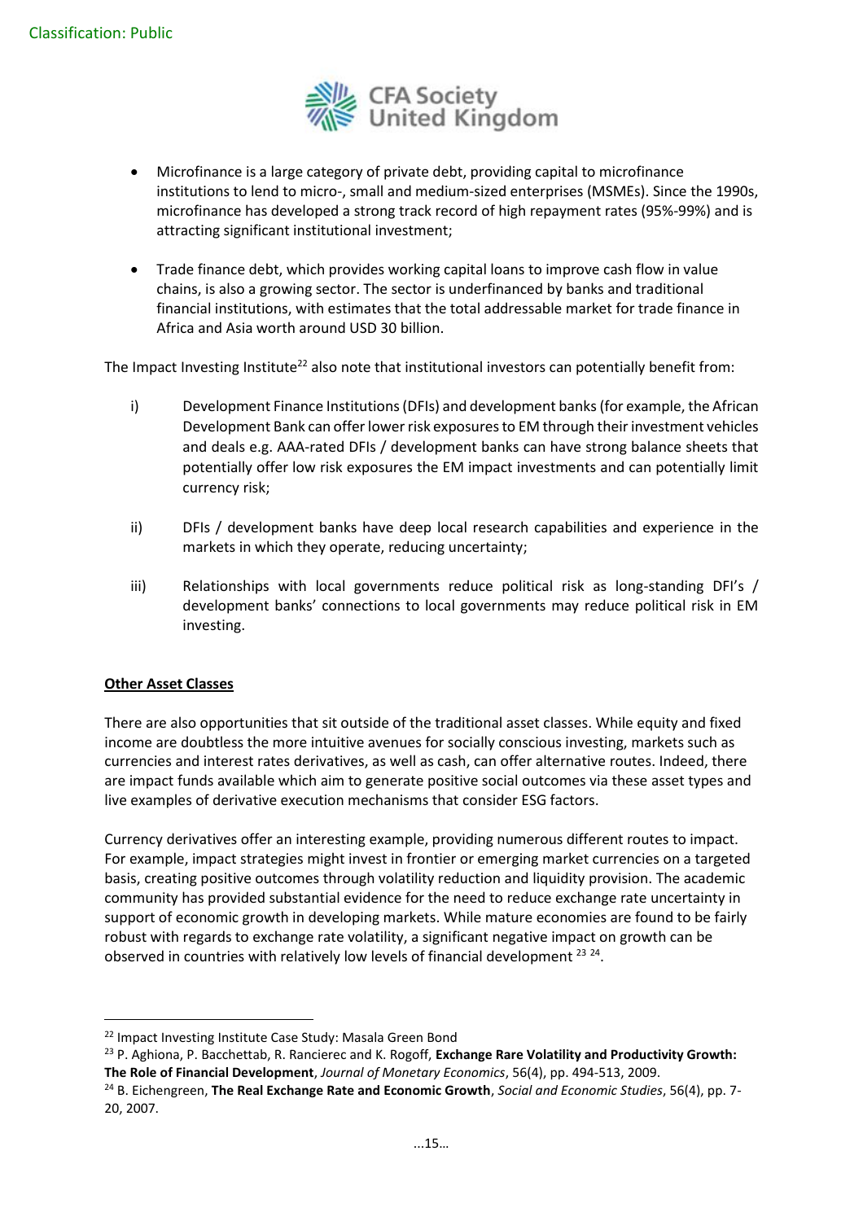- Microfinance is a large category of private debt, providing capital to microfinance institutions to lend to micro-, small and medium-sized enterprises (MSMEs). Since the 1990s, microfinance has developed a strong track record of high repayment rates (95%-99%) and is attracting significant institutional investment;
- Trade finance debt, which provides working capital loans to improve cash flow in value chains, is also a growing sector. The sector is underfinanced by banks and traditional financial institutions, with estimates that the total addressable market for trade finance in Africa and Asia worth around USD 30 billion.

The Impact Investing Institute[22] also note that institutional investors can potentially benefit from:

i) Development Finance Institutions (DFIs) and development banks (for example, the African Development Bank can offer lower risk exposures to EM through their investment vehicles and deals e.g. AAA-rated DFIs / development banks can have strong balance sheets that potentially offer low risk exposures the EM impact investments and can potentially limit currency risk;

ii) DFIs / development banks have deep local research capabilities and experience in the markets in which they operate, reducing uncertainty;

iii) Relationships with local governments reduce political risk as long-standing DFI's / development banks' connections to local governments may reduce political risk in EM investing.

**Other Asset Classes**

There are also opportunities that sit outside of the traditional asset classes. While equity and fixed income are doubtless the more intuitive avenues for socially conscious investing, markets such as currencies and interest rates derivatives, as well as cash, can offer alternative routes. Indeed, there are impact funds available which aim to generate positive social outcomes via these asset types and live examples of derivative execution mechanisms that consider ESG factors.

Currency derivatives offer an interesting example, providing numerous different routes to impact. For example, impact strategies might invest in frontier or emerging market currencies on a targeted basis, creating positive outcomes through volatility reduction and liquidity provision. The academic community has provided substantial evidence for the need to reduce exchange rate uncertainty in support of economic growth in developing markets. While mature economies are found to be fairly robust with regards to exchange rate volatility, a significant negative impact on growth can be observed in countries with relatively low levels of financial development [23] [24].

---

[22] Impact Investing Institute Case Study: Masala Green Bond

[23] P. Aghiona, P. Bacchettab, R. Rancierec and K. Rogoff, **Exchange Rare Volatility and Productivity Growth: The Role of Financial Development**, *Journal of Monetary Economics*, 56(4), pp. 494-513, 2009.

[24] B. Eichengreen, **The Real Exchange Rate and Economic Growth**, *Social and Economic Studies*, 56(4), pp. 7-20, 2007.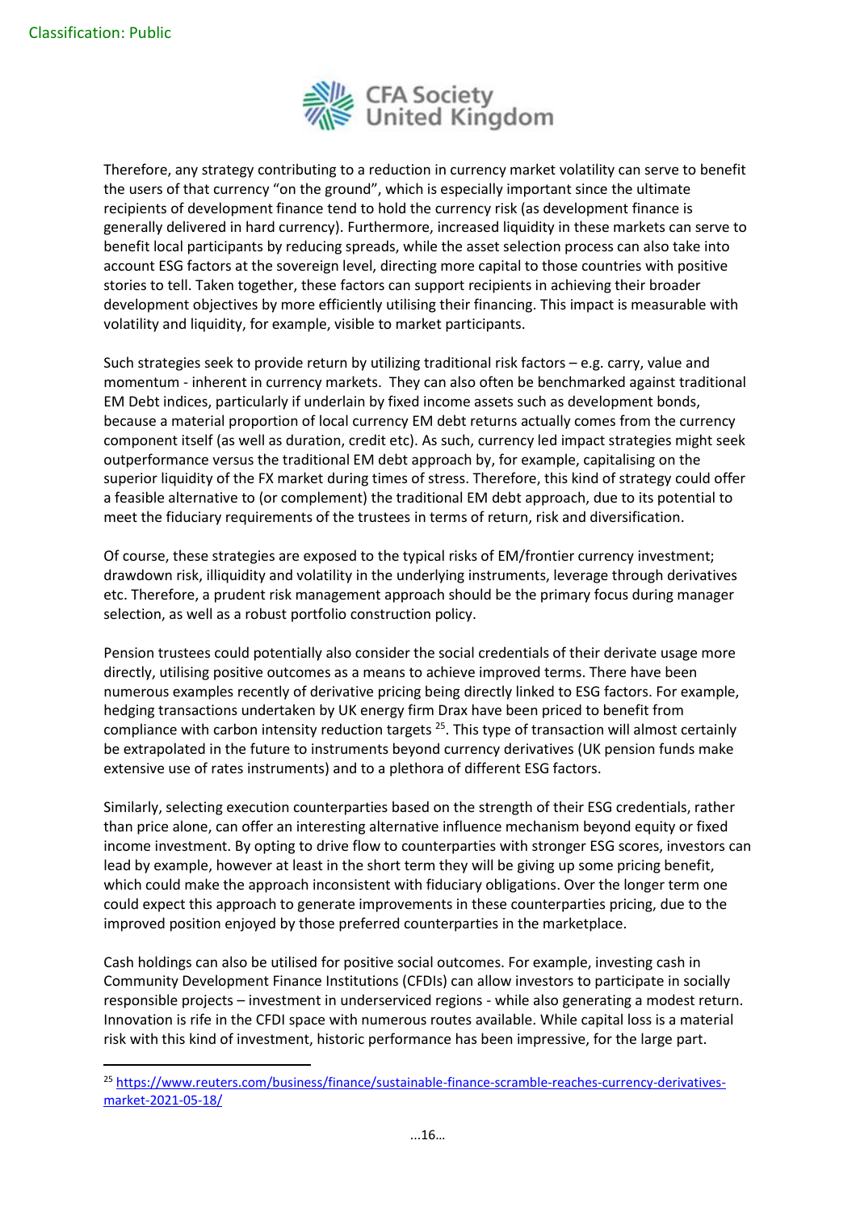Therefore, any strategy contributing to a reduction in currency market volatility can serve to benefit the users of that currency "on the ground", which is especially important since the ultimate recipients of development finance tend to hold the currency risk (as development finance is generally delivered in hard currency). Furthermore, increased liquidity in these markets can serve to benefit local participants by reducing spreads, while the asset selection process can also take into account ESG factors at the sovereign level, directing more capital to those countries with positive stories to tell. Taken together, these factors can support recipients in achieving their broader development objectives by more efficiently utilising their financing. This impact is measurable with volatility and liquidity, for example, visible to market participants.

Such strategies seek to provide return by utilizing traditional risk factors – e.g. carry, value and momentum - inherent in currency markets. They can also often be benchmarked against traditional EM Debt indices, particularly if underlain by fixed income assets such as development bonds, because a material proportion of local currency EM debt returns actually comes from the currency component itself (as well as duration, credit etc). As such, currency led impact strategies might seek outperformance versus the traditional EM debt approach by, for example, capitalising on the superior liquidity of the FX market during times of stress. Therefore, this kind of strategy could offer a feasible alternative to (or complement) the traditional EM debt approach, due to its potential to meet the fiduciary requirements of the trustees in terms of return, risk and diversification.

Of course, these strategies are exposed to the typical risks of EM/frontier currency investment; drawdown risk, illiquidity and volatility in the underlying instruments, leverage through derivatives etc. Therefore, a prudent risk management approach should be the primary focus during manager selection, as well as a robust portfolio construction policy.

Pension trustees could potentially also consider the social credentials of their derivate usage more directly, utilising positive outcomes as a means to achieve improved terms. There have been numerous examples recently of derivative pricing being directly linked to ESG factors. For example, hedging transactions undertaken by UK energy firm Drax have been priced to benefit from compliance with carbon intensity reduction targets [25]. This type of transaction will almost certainly be extrapolated in the future to instruments beyond currency derivatives (UK pension funds make extensive use of rates instruments) and to a plethora of different ESG factors.

Similarly, selecting execution counterparties based on the strength of their ESG credentials, rather than price alone, can offer an interesting alternative influence mechanism beyond equity or fixed income investment. By opting to drive flow to counterparties with stronger ESG scores, investors can lead by example, however at least in the short term they will be giving up some pricing benefit, which could make the approach inconsistent with fiduciary obligations. Over the longer term one could expect this approach to generate improvements in these counterparties pricing, due to the improved position enjoyed by those preferred counterparties in the marketplace.

Cash holdings can also be utilised for positive social outcomes. For example, investing cash in Community Development Finance Institutions (CFDIs) can allow investors to participate in socially responsible projects – investment in underserviced regions - while also generating a modest return. Innovation is rife in the CFDI space with numerous routes available. While capital loss is a material risk with this kind of investment, historic performance has been impressive, for the large part.

---

[25] https://www.reuters.com/business/finance/sustainable-finance-scramble-reaches-currency-derivatives-market-2021-05-18/